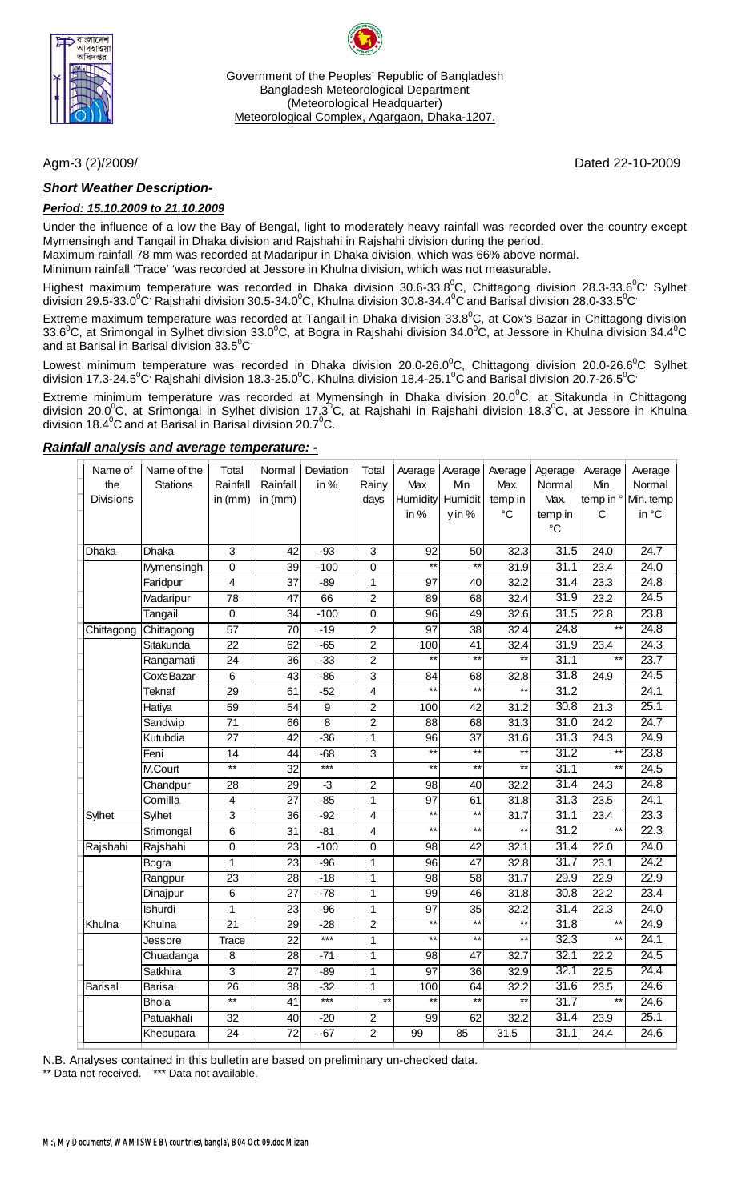Government of the Peoples' Republic of Bangladesh
Bangladesh Meteorological Department
(Meteorological Headquarter)
Meteorological Complex, Agargaon, Dhaka-1207.

Agm-3 (2)/2009/ Dated 22-10-2009

***Short Weather Description-***

***Period: 15.10.2009 to 21.10.2009***

Under the influence of a low the Bay of Bengal, light to moderately heavy rainfall was recorded over the country except Mymensingh and Tangail in Dhaka division and Rajshahi in Rajshahi division during the period.
Maximum rainfall 78 mm was recorded at Madaripur in Dhaka division, which was 66% above normal.
Minimum rainfall 'Trace' 'was recorded at Jessore in Khulna division, which was not measurable.

Highest maximum temperature was recorded in Dhaka division 30.6-33.8$^0$C, Chittagong division 28.3-33.6$^0$C Sylhet division 29.5-33.0$^0$C Rajshahi division 30.5-34.0$^0$C, Khulna division 30.8-34.4$^0$C and Barisal division 28.0-33.5$^0$C

Extreme maximum temperature was recorded at Tangail in Dhaka division 33.8$^0$C, at Cox's Bazar in Chittagong division 33.6$^0$C, at Srimongal in Sylhet division 33.0$^0$C, at Bogra in Rajshahi division 34.0$^0$C, at Jessore in Khulna division 34.4$^0$C and at Barisal in Barisal division 33.5$^0$C

Lowest minimum temperature was recorded in Dhaka division 20.0-26.0$^0$C, Chittagong division 20.0-26.6$^0$C Sylhet division 17.3-24.5$^0$C Rajshahi division 18.3-25.0$^0$C, Khulna division 18.4-25.1$^0$C and Barisal division 20.7-26.5$^0$C

Extreme minimum temperature was recorded at Mymensingh in Dhaka division 20.0$^0$C, at Sitakunda in Chittagong division 20.0$^0$C, at Srimongal in Sylhet division 17.3$^0$C, at Rajshahi in Rajshahi division 18.3$^0$C, at Jessore in Khulna division 18.4$^0$C and at Barisal in Barisal division 20.7$^0$C.

***Rainfall analysis and average temperature: -***

| Name of the Divisions | Name of the Stations | Total Rainfall in (mm) | Normal Rainfall in (mm) | Deviation in % | Total Rainy days | Average Max Humidity in % | Average Min Humidity in % | Average Max. temp in °C | Agerage Normal Max. temp in °C | Average Min. temp in ° C | Average Normal Min. temp in °C |
|---|---|---|---|---|---|---|---|---|---|---|---|
| Dhaka | Dhaka | 3 | 42 | -93 | 3 | 92 | 50 | 32.3 | 31.5 | 24.0 | 24.7 |
| | Mymensingh | 0 | 39 | -100 | 0 | ** | ** | 31.9 | 31.1 | 23.4 | 24.0 |
| | Faridpur | 4 | 37 | -89 | 1 | 97 | 40 | 32.2 | 31.4 | 23.3 | 24.8 |
| | Madaripur | 78 | 47 | 66 | 2 | 89 | 68 | 32.4 | 31.9 | 23.2 | 24.5 |
| | Tangail | 0 | 34 | -100 | 0 | 96 | 49 | 32.6 | 31.5 | 22.8 | 23.8 |
| Chittagong | Chittagong | 57 | 70 | -19 | 2 | 97 | 38 | 32.4 | 24.8 | ** | 24.8 |
| | Sitakunda | 22 | 62 | -65 | 2 | 100 | 41 | 32.4 | 31.9 | 23.4 | 24.3 |
| | Rangamati | 24 | 36 | -33 | 2 | ** | ** | ** | 31.1 | ** | 23.7 |
| | Cox'sBazar | 6 | 43 | -86 | 3 | 84 | 68 | 32.8 | 31.8 | 24.9 | 24.5 |
| | Teknaf | 29 | 61 | -52 | 4 | ** | ** | ** | 31.2 | | 24.1 |
| | Hatiya | 59 | 54 | 9 | 2 | 100 | 42 | 31.2 | 30.8 | 21.3 | 25.1 |
| | Sandwip | 71 | 66 | 8 | 2 | 88 | 68 | 31.3 | 31.0 | 24.2 | 24.7 |
| | Kutubdia | 27 | 42 | -36 | 1 | 96 | 37 | 31.6 | 31.3 | 24.3 | 24.9 |
| | Feni | 14 | 44 | -68 | 3 | ** | ** | ** | 31.2 | ** | 23.8 |
| | M.Court | ** | 32 | *** | | ** | ** | ** | 31.1 | ** | 24.5 |
| | Chandpur | 28 | 29 | -3 | 2 | 98 | 40 | 32.2 | 31.4 | 24.3 | 24.8 |
| | Comilla | 4 | 27 | -85 | 1 | 97 | 61 | 31.8 | 31.3 | 23.5 | 24.1 |
| Sylhet | Sylhet | 3 | 36 | -92 | 4 | ** | ** | 31.7 | 31.1 | 23.4 | 23.3 |
| | Srimongal | 6 | 31 | -81 | 4 | ** | ** | ** | 31.2 | ** | 22.3 |
| Rajshahi | Rajshahi | 0 | 23 | -100 | 0 | 98 | 42 | 32.1 | 31.4 | 22.0 | 24.0 |
| | Bogra | 1 | 23 | -96 | 1 | 96 | 47 | 32.8 | 31.7 | 23.1 | 24.2 |
| | Rangpur | 23 | 28 | -18 | 1 | 98 | 58 | 31.7 | 29.9 | 22.9 | 22.9 |
| | Dinajpur | 6 | 27 | -78 | 1 | 99 | 46 | 31.8 | 30.8 | 22.2 | 23.4 |
| | Ishurdi | 1 | 23 | -96 | 1 | 97 | 35 | 32.2 | 31.4 | 22.3 | 24.0 |
| Khulna | Khulna | 21 | 29 | -28 | 2 | ** | ** | ** | 31.8 | ** | 24.9 |
| | Jessore | Trace | 22 | *** | 1 | ** | ** | ** | 32.3 | ** | 24.1 |
| | Chuadanga | 8 | 28 | -71 | 1 | 98 | 47 | 32.7 | 32.1 | 22.2 | 24.5 |
| | Satkhira | 3 | 27 | -89 | 1 | 97 | 36 | 32.9 | 32.1 | 22.5 | 24.4 |
| Barisal | Barisal | 26 | 38 | -32 | 1 | 100 | 64 | 32.2 | 31.6 | 23.5 | 24.6 |
| | Bhola | ** | 41 | *** | ** | ** | ** | ** | 31.7 | ** | 24.6 |
| | Patuakhali | 32 | 40 | -20 | 2 | 99 | 62 | 32.2 | 31.4 | 23.9 | 25.1 |
| | Khepupara | 24 | 72 | -67 | 2 | 99 | 85 | 31.5 | 31.1 | 24.4 | 24.6 |

N.B. Analyses contained in this bulletin are based on preliminary un-checked data.
** Data not received. *** Data not available.

M:\My Documents\WAMISWEB\countries\bangla\B04 Oct 09.doc Mizan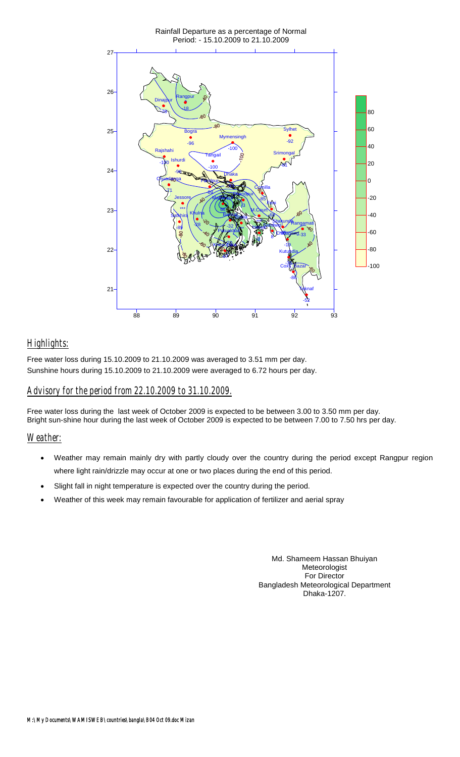Rainfall Departure as a percentage of Normal
Period: - 15.10.2009 to 21.10.2009

## Highlights:

Free water loss during 15.10.2009 to 21.10.2009 was averaged to 3.51 mm per day.
Sunshine hours during 15.10.2009 to 21.10.2009 were averaged to 6.72 hours per day.

## Advisory for the period from 22.10.2009 to 31.10.2009.

Free water loss during the last week of October 2009 is expected to be between 3.00 to 3.50 mm per day.
Bright sun-shine hour during the last week of October 2009 is expected to be between 7.00 to 7.50 hrs per day.

## Weather:

- Weather may remain mainly dry with partly cloudy over the country during the period except Rangpur region where light rain/drizzle may occur at one or two places during the end of this period.
- Slight fall in night temperature is expected over the country during the period.
- Weather of this week may remain favourable for application of fertilizer and aerial spray

Md. Shameem Hassan Bhuiyan
Meteorologist
For Director
Bangladesh Meteorological Department
Dhaka-1207.

M:\My Documents\WAMISWEB\countries\bangla\B04 Oct 09.doc Mizan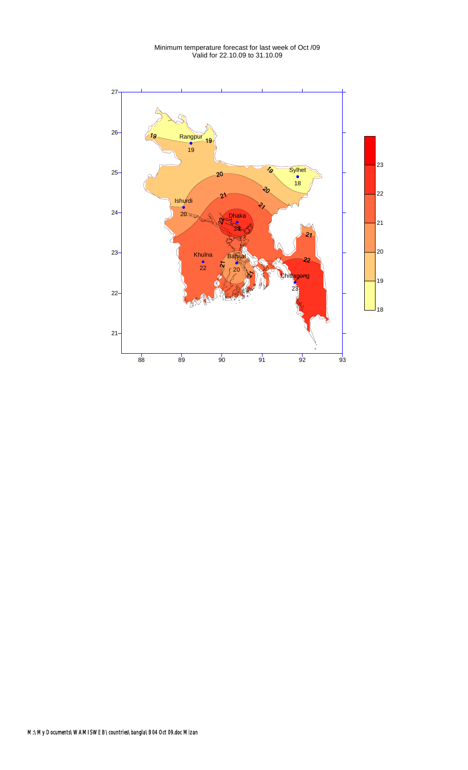Minimum temperature forecast for last week of Oct /09
Valid for 22.10.09 to 31.10.09

27
26
25
24
23
22
21

88
89
90
91
92
93

Rangpur
19
Sylhet
18
Ishurdi
20
Dhaka
23
Khulna
22
Barisal
20
Chittagong
23

19
19
19
20
20
21
21
21
21
22
22

23
22
21
20
19
18

M:\My Documents\WAMISWEB\countries\bangla\B04 Oct 09.doc Mizan